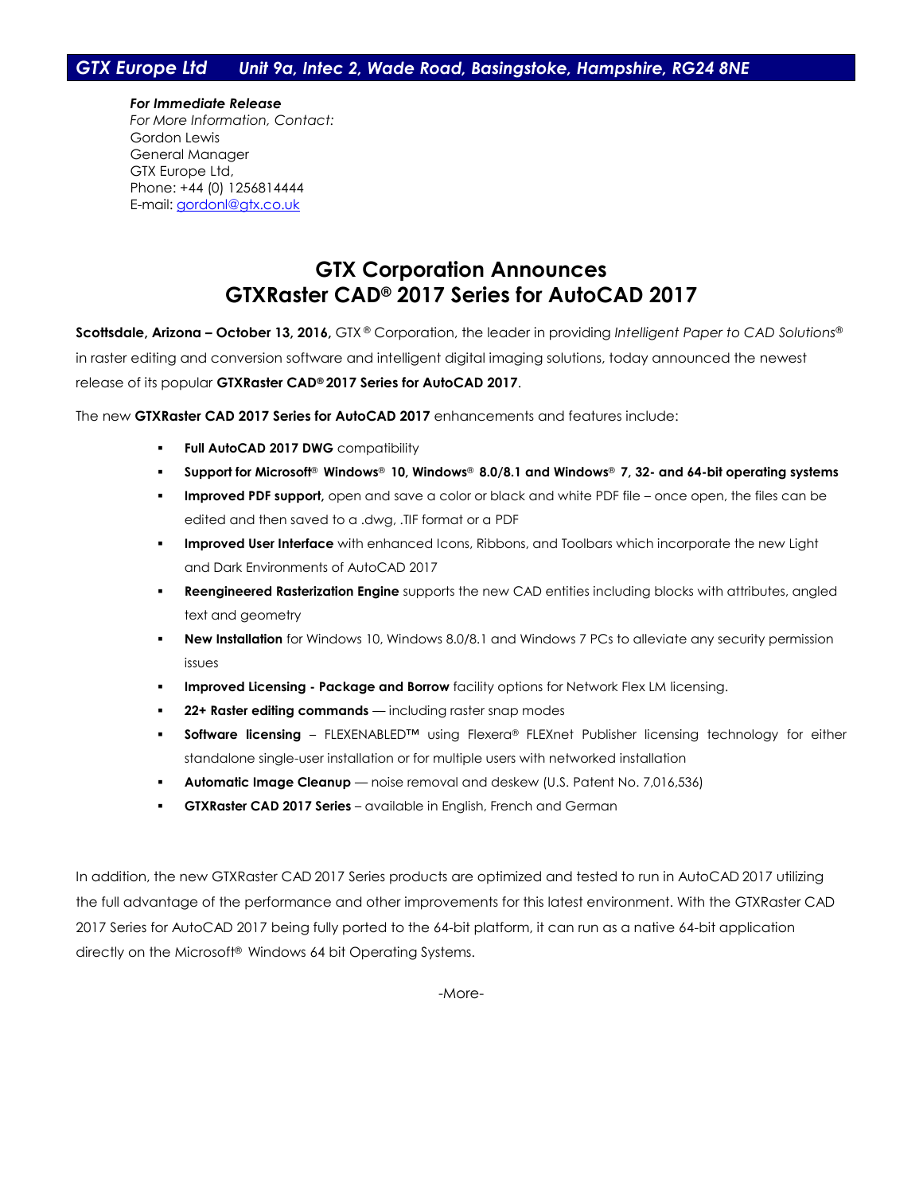**GTX Europe Ltd** ***Unit 9a, Intec 2, Wade Road, Basingstoke, Hampshire, RG24 8NE***

***For Immediate Release***
*For More Information, Contact:*
Gordon Lewis
General Manager
GTX Europe Ltd,
Phone: +44 (0) 1256814444
E-mail: gordonl@gtx.co.uk

# GTX Corporation Announces GTXRaster CAD® 2017 Series for AutoCAD 2017

**Scottsdale, Arizona – October 13, 2016,** GTX® Corporation, the leader in providing *Intelligent Paper to CAD Solutions*® in raster editing and conversion software and intelligent digital imaging solutions, today announced the newest release of its popular **GTXRaster CAD® 2017 Series for AutoCAD 2017**.

The new **GTXRaster CAD 2017 Series for AutoCAD 2017** enhancements and features include:

- **Full AutoCAD 2017 DWG** compatibility
- **Support for Microsoft® Windows® 10, Windows® 8.0/8.1 and Windows® 7, 32- and 64-bit operating systems**
- **Improved PDF support,** open and save a color or black and white PDF file – once open, the files can be edited and then saved to a .dwg, .TIF format or a PDF
- **Improved User Interface** with enhanced Icons, Ribbons, and Toolbars which incorporate the new Light and Dark Environments of AutoCAD 2017
- **Reengineered Rasterization Engine** supports the new CAD entities including blocks with attributes, angled text and geometry
- **New Installation** for Windows 10, Windows 8.0/8.1 and Windows 7 PCs to alleviate any security permission issues
- **Improved Licensing - Package and Borrow** facility options for Network Flex LM licensing.
- **22+ Raster editing commands** — including raster snap modes
- **Software licensing** – FLEXENABLED™ using Flexera® FLEXnet Publisher licensing technology for either standalone single-user installation or for multiple users with networked installation
- **Automatic Image Cleanup** — noise removal and deskew (U.S. Patent No. 7,016,536)
- **GTXRaster CAD 2017 Series** – available in English, French and German

In addition, the new GTXRaster CAD 2017 Series products are optimized and tested to run in AutoCAD 2017 utilizing the full advantage of the performance and other improvements for this latest environment. With the GTXRaster CAD 2017 Series for AutoCAD 2017 being fully ported to the 64-bit platform, it can run as a native 64-bit application directly on the Microsoft® Windows 64 bit Operating Systems.

-More-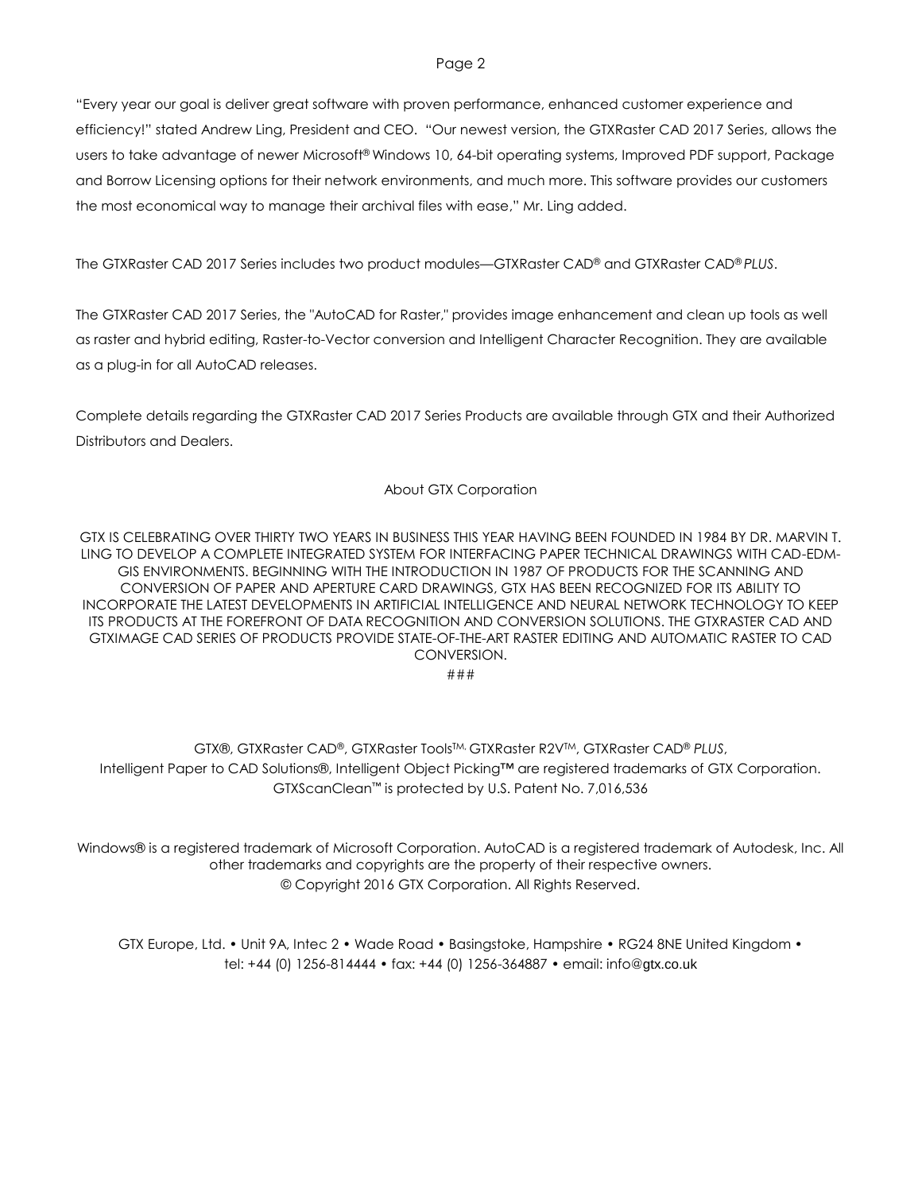"Every year our goal is deliver great software with proven performance, enhanced customer experience and efficiency!" stated Andrew Ling, President and CEO. "Our newest version, the GTXRaster CAD 2017 Series, allows the users to take advantage of newer Microsoft® Windows 10, 64-bit operating systems, Improved PDF support, Package and Borrow Licensing options for their network environments, and much more. This software provides our customers the most economical way to manage their archival files with ease," Mr. Ling added.

The GTXRaster CAD 2017 Series includes two product modules—GTXRaster CAD® and GTXRaster CAD® *PLUS*.

The GTXRaster CAD 2017 Series, the "AutoCAD for Raster," provides image enhancement and clean up tools as well as raster and hybrid editing, Raster-to-Vector conversion and Intelligent Character Recognition. They are available as a plug-in for all AutoCAD releases.

Complete details regarding the GTXRaster CAD 2017 Series Products are available through GTX and their Authorized Distributors and Dealers.

About GTX Corporation

GTX IS CELEBRATING OVER THIRTY TWO YEARS IN BUSINESS THIS YEAR HAVING BEEN FOUNDED IN 1984 BY DR. MARVIN T. LING TO DEVELOP A COMPLETE INTEGRATED SYSTEM FOR INTERFACING PAPER TECHNICAL DRAWINGS WITH CAD-EDM-GIS ENVIRONMENTS. BEGINNING WITH THE INTRODUCTION IN 1987 OF PRODUCTS FOR THE SCANNING AND CONVERSION OF PAPER AND APERTURE CARD DRAWINGS, GTX HAS BEEN RECOGNIZED FOR ITS ABILITY TO INCORPORATE THE LATEST DEVELOPMENTS IN ARTIFICIAL INTELLIGENCE AND NEURAL NETWORK TECHNOLOGY TO KEEP ITS PRODUCTS AT THE FOREFRONT OF DATA RECOGNITION AND CONVERSION SOLUTIONS. THE GTXRASTER CAD AND GTXIMAGE CAD SERIES OF PRODUCTS PROVIDE STATE-OF-THE-ART RASTER EDITING AND AUTOMATIC RASTER TO CAD CONVERSION.

###

GTX®, GTXRaster CAD®, GTXRaster Tools™, GTXRaster R2V™, GTXRaster CAD® *PLUS*, Intelligent Paper to CAD Solutions®, Intelligent Object Picking™ are registered trademarks of GTX Corporation. GTXScanClean™ is protected by U.S. Patent No. 7,016,536

Windows® is a registered trademark of Microsoft Corporation. AutoCAD is a registered trademark of Autodesk, Inc. All other trademarks and copyrights are the property of their respective owners.
© Copyright 2016 GTX Corporation. All Rights Reserved.

GTX Europe, Ltd. • Unit 9A, Intec 2 • Wade Road • Basingstoke, Hampshire • RG24 8NE United Kingdom • tel: +44 (0) 1256-814444 • fax: +44 (0) 1256-364887 • email: info@gtx.co.uk